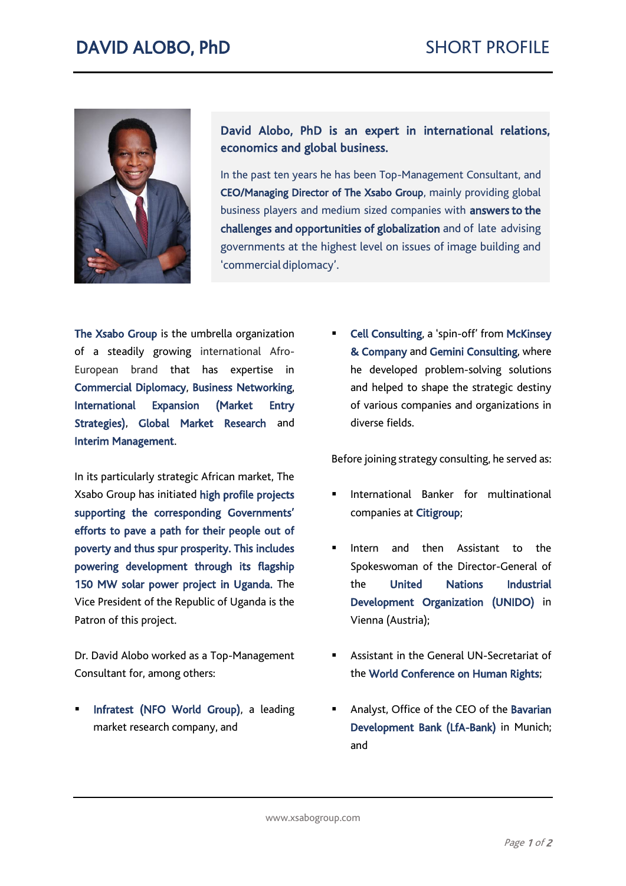# DAVID ALOBO, PhD

## SHORT PROFILE

**David Alobo, PhD is an expert in international relations, economics and global business.**

In the past ten years he has been Top-Management Consultant, and **CEO/Managing Director of The Xsabo Group**, mainly providing global business players and medium sized companies with **answers to the challenges and opportunities of globalization** and of late advising governments at the highest level on issues of image building and 'commercial diplomacy'.

**The Xsabo Group** is the umbrella organization of a steadily growing international Afro-European brand that has expertise in **Commercial Diplomacy**, **Business Networking**, **International Expansion (Market Entry Strategies)**, **Global Market Research** and **Interim Management**.

In its particularly strategic African market, The Xsabo Group has initiated **high profile projects supporting the corresponding Governments' efforts to pave a path for their people out of poverty and thus spur prosperity. This includes powering development through its flagship 150 MW solar power project in Uganda.** The Vice President of the Republic of Uganda is the Patron of this project.

Dr. David Alobo worked as a Top-Management Consultant for, among others:

- **Infratest (NFO World Group)**, a leading market research company, and
- **Cell Consulting**, a 'spin-off' from **McKinsey & Company** and **Gemini Consulting**, where he developed problem-solving solutions and helped to shape the strategic destiny of various companies and organizations in diverse fields.

Before joining strategy consulting, he served as:

- International Banker for multinational companies at **Citigroup**;
- Intern and then Assistant to the Spokeswoman of the Director-General of the **United Nations Industrial Development Organization (UNIDO)** in Vienna (Austria);
- Assistant in the General UN-Secretariat of the **World Conference on Human Rights**;
- Analyst, Office of the CEO of the **Bavarian Development Bank (LfA-Bank)** in Munich; and

www.xsabogroup.com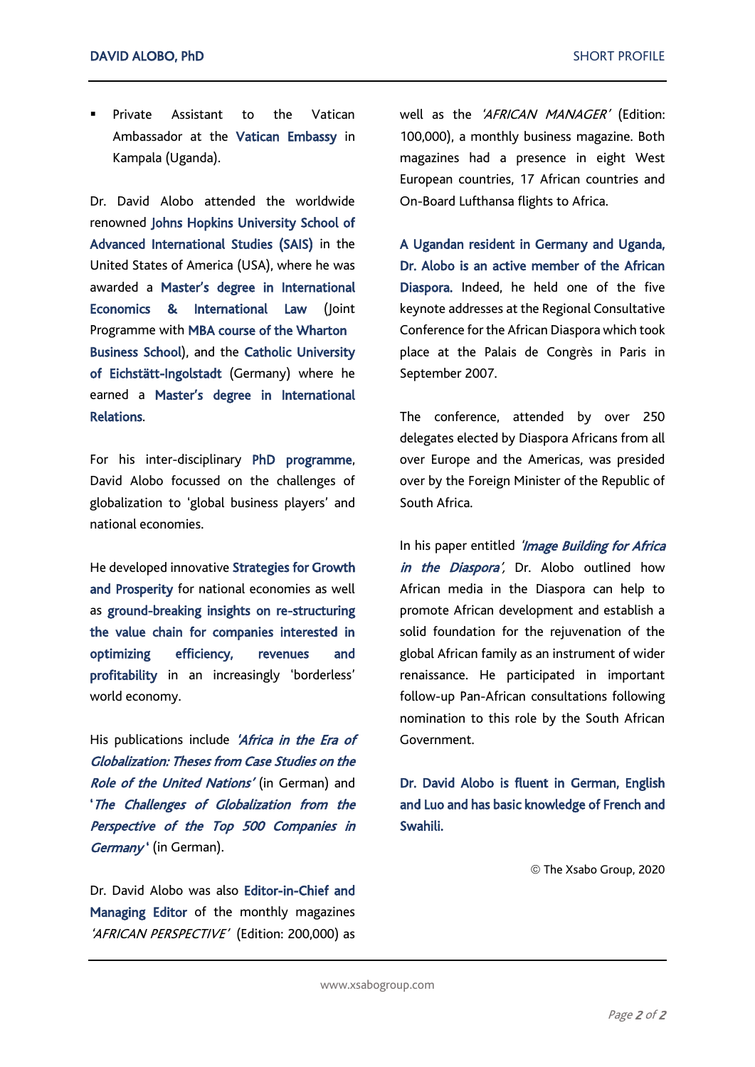- Private Assistant to the Vatican Ambassador at the **Vatican Embassy** in Kampala (Uganda).

Dr. David Alobo attended the worldwide renowned **Johns Hopkins University School of Advanced International Studies (SAIS)** in the United States of America (USA), where he was awarded a **Master's degree in International Economics & International Law** (Joint Programme with **MBA course of the Wharton Business School**), and the **Catholic University of Eichstätt-Ingolstadt** (Germany) where he earned a **Master's degree in International Relations**.

For his inter-disciplinary **PhD programme**, David Alobo focussed on the challenges of globalization to 'global business players' and national economies.

He developed innovative **Strategies for Growth and Prosperity** for national economies as well as **ground-breaking insights on re-structuring the value chain for companies interested in optimizing efficiency, revenues and profitability** in an increasingly 'borderless' world economy.

His publications include ***'Africa in the Era of Globalization: Theses from Case Studies on the Role of the United Nations'*** (in German) and '***The Challenges of Globalization from the Perspective of the Top 500 Companies in Germany***' (in German).

Dr. David Alobo was also **Editor-in-Chief and Managing Editor** of the monthly magazines *'AFRICAN PERSPECTIVE'* (Edition: 200,000) as well as the *'AFRICAN MANAGER'* (Edition: 100,000), a monthly business magazine. Both magazines had a presence in eight West European countries, 17 African countries and On-Board Lufthansa flights to Africa.

**A Ugandan resident in Germany and Uganda, Dr. Alobo is an active member of the African Diaspora.** Indeed, he held one of the five keynote addresses at the Regional Consultative Conference for the African Diaspora which took place at the Palais de Congrès in Paris in September 2007.

The conference, attended by over 250 delegates elected by Diaspora Africans from all over Europe and the Americas, was presided over by the Foreign Minister of the Republic of South Africa.

In his paper entitled ***'Image Building for Africa in the Diaspora',*** Dr. Alobo outlined how African media in the Diaspora can help to promote African development and establish a solid foundation for the rejuvenation of the global African family as an instrument of wider renaissance. He participated in important follow-up Pan-African consultations following nomination to this role by the South African Government.

**Dr. David Alobo is fluent in German, English and Luo and has basic knowledge of French and Swahili.**

© The Xsabo Group, 2020

www.xsabogroup.com